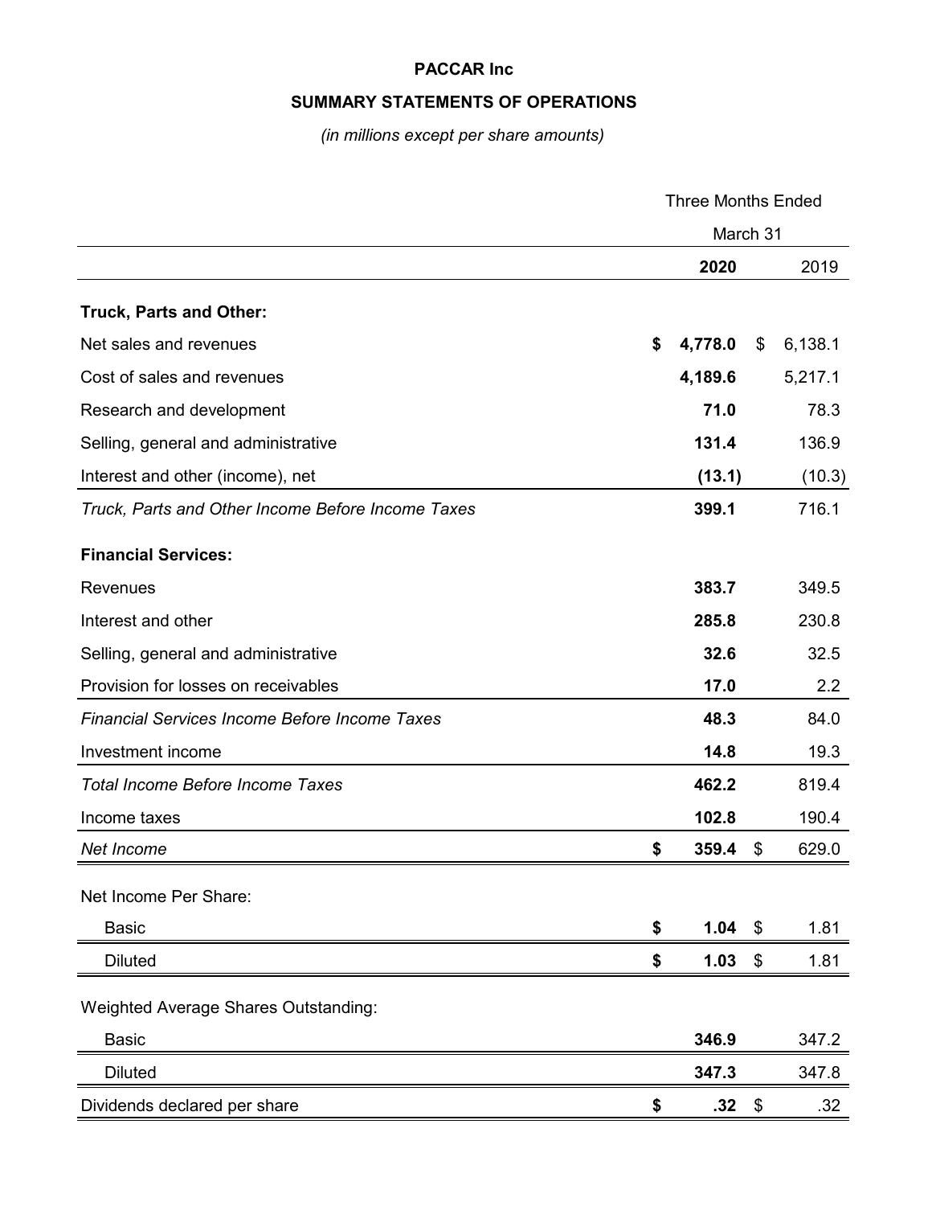# PACCAR Inc

## SUMMARY STATEMENTS OF OPERATIONS

*(in millions except per share amounts)*

| | Three Months Ended March 31 | |
|---|---|---|
| | **2020** | 2019 |
| **Truck, Parts and Other:** | | |
| Net sales and revenues | **$ 4,778.0** | $ 6,138.1 |
| Cost of sales and revenues | **4,189.6** | 5,217.1 |
| Research and development | **71.0** | 78.3 |
| Selling, general and administrative | **131.4** | 136.9 |
| Interest and other (income), net | **(13.1)** | (10.3) |
| *Truck, Parts and Other Income Before Income Taxes* | **399.1** | 716.1 |
| **Financial Services:** | | |
| Revenues | **383.7** | 349.5 |
| Interest and other | **285.8** | 230.8 |
| Selling, general and administrative | **32.6** | 32.5 |
| Provision for losses on receivables | **17.0** | 2.2 |
| *Financial Services Income Before Income Taxes* | **48.3** | 84.0 |
| Investment income | **14.8** | 19.3 |
| *Total Income Before Income Taxes* | **462.2** | 819.4 |
| Income taxes | **102.8** | 190.4 |
| *Net Income* | **$ 359.4** | $ 629.0 |
| Net Income Per Share: | | |
| Basic | **$ 1.04** | $ 1.81 |
| Diluted | **$ 1.03** | $ 1.81 |
| Weighted Average Shares Outstanding: | | |
| Basic | **346.9** | 347.2 |
| Diluted | **347.3** | 347.8 |
| Dividends declared per share | **$ .32** | $ .32 |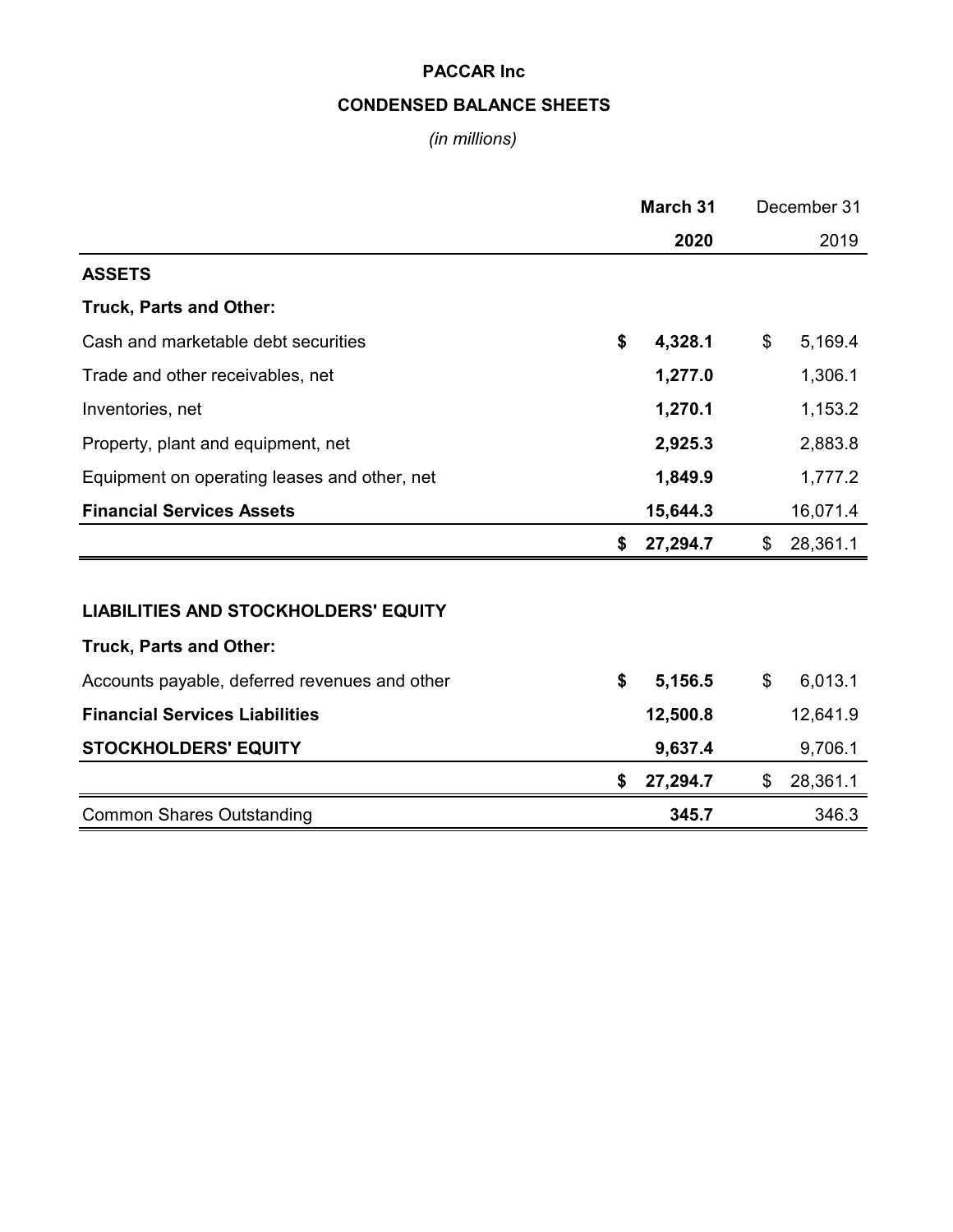**PACCAR Inc**

**CONDENSED BALANCE SHEETS**

*(in millions)*

| | **March 31 2020** | December 31 2019 |
|---|---|---|
| **ASSETS** | | |
| **Truck, Parts and Other:** | | |
| Cash and marketable debt securities | **$ 4,328.1** | $ 5,169.4 |
| Trade and other receivables, net | **1,277.0** | 1,306.1 |
| Inventories, net | **1,270.1** | 1,153.2 |
| Property, plant and equipment, net | **2,925.3** | 2,883.8 |
| Equipment on operating leases and other, net | **1,849.9** | 1,777.2 |
| **Financial Services Assets** | **15,644.3** | 16,071.4 |
| | **$ 27,294.7** | $ 28,361.1 |
| | | |
| **LIABILITIES AND STOCKHOLDERS' EQUITY** | | |
| **Truck, Parts and Other:** | | |
| Accounts payable, deferred revenues and other | **$ 5,156.5** | $ 6,013.1 |
| **Financial Services Liabilities** | **12,500.8** | 12,641.9 |
| **STOCKHOLDERS' EQUITY** | **9,637.4** | 9,706.1 |
| | **$ 27,294.7** | $ 28,361.1 |
| Common Shares Outstanding | **345.7** | 346.3 |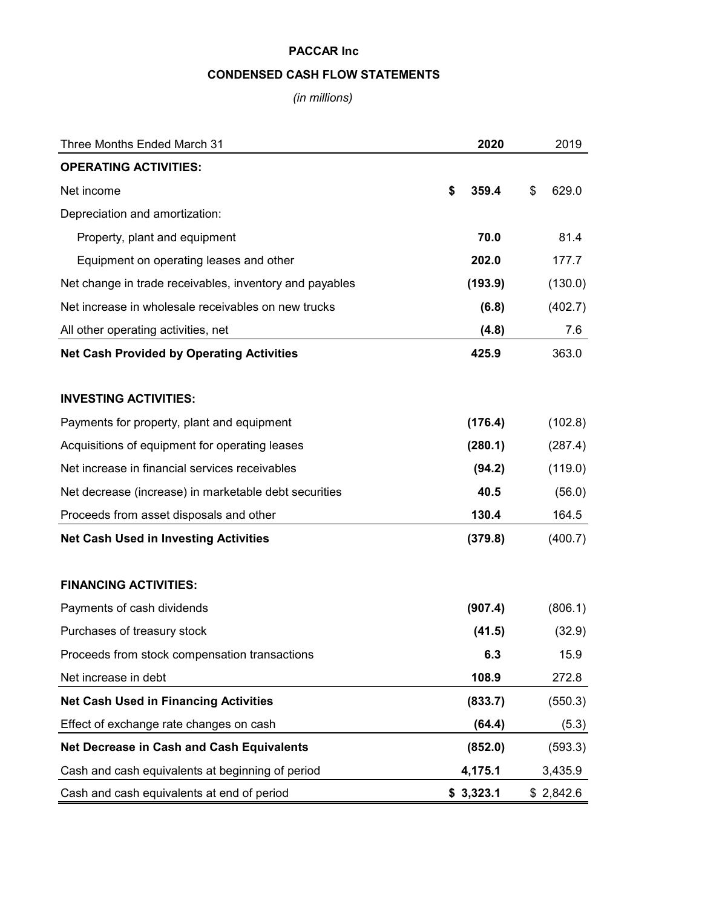**PACCAR Inc**

**CONDENSED CASH FLOW STATEMENTS**

*(in millions)*

| Three Months Ended March 31 | 2020 | 2019 |
|---|---|---|
| **OPERATING ACTIVITIES:** | | |
| Net income | $ 359.4 | $ 629.0 |
| Depreciation and amortization: | | |
| Property, plant and equipment | 70.0 | 81.4 |
| Equipment on operating leases and other | 202.0 | 177.7 |
| Net change in trade receivables, inventory and payables | (193.9) | (130.0) |
| Net increase in wholesale receivables on new trucks | (6.8) | (402.7) |
| All other operating activities, net | (4.8) | 7.6 |
| **Net Cash Provided by Operating Activities** | 425.9 | 363.0 |
| | | |
| **INVESTING ACTIVITIES:** | | |
| Payments for property, plant and equipment | (176.4) | (102.8) |
| Acquisitions of equipment for operating leases | (280.1) | (287.4) |
| Net increase in financial services receivables | (94.2) | (119.0) |
| Net decrease (increase) in marketable debt securities | 40.5 | (56.0) |
| Proceeds from asset disposals and other | 130.4 | 164.5 |
| **Net Cash Used in Investing Activities** | (379.8) | (400.7) |
| | | |
| **FINANCING ACTIVITIES:** | | |
| Payments of cash dividends | (907.4) | (806.1) |
| Purchases of treasury stock | (41.5) | (32.9) |
| Proceeds from stock compensation transactions | 6.3 | 15.9 |
| Net increase in debt | 108.9 | 272.8 |
| **Net Cash Used in Financing Activities** | (833.7) | (550.3) |
| Effect of exchange rate changes on cash | (64.4) | (5.3) |
| **Net Decrease in Cash and Cash Equivalents** | (852.0) | (593.3) |
| Cash and cash equivalents at beginning of period | 4,175.1 | 3,435.9 |
| Cash and cash equivalents at end of period | $ 3,323.1 | $ 2,842.6 |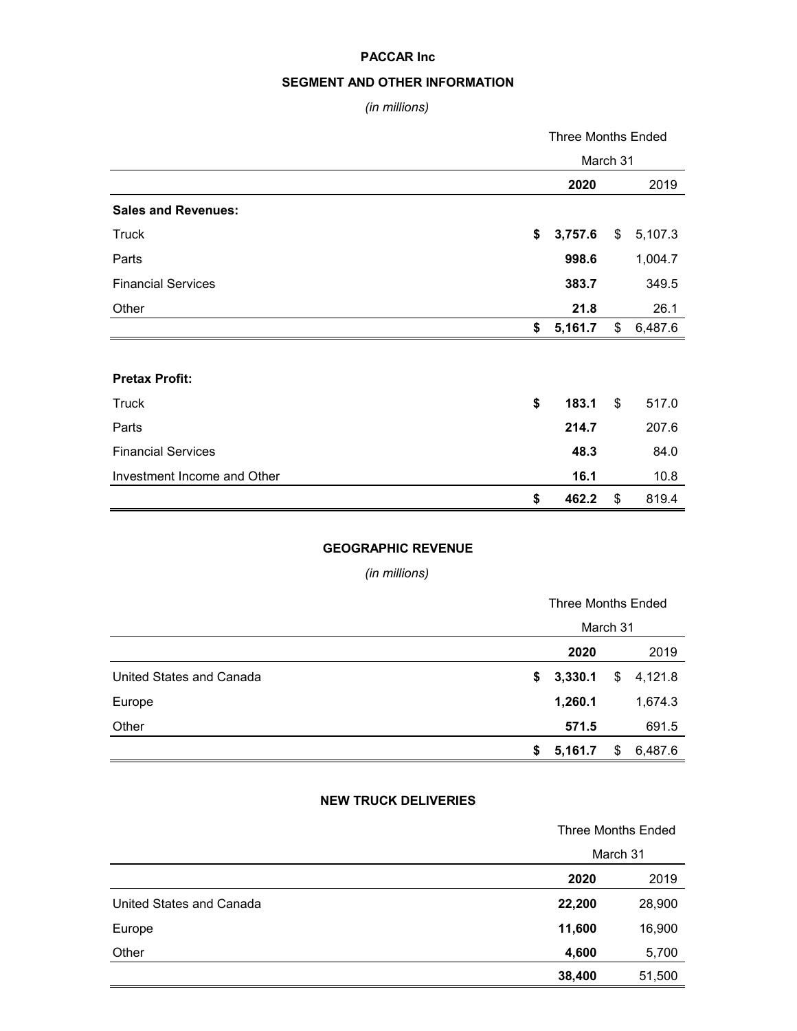**PACCAR Inc**

**SEGMENT AND OTHER INFORMATION**

*(in millions)*

| | Three Months Ended March 31 | |
|---|---|---|
| | **2020** | 2019 |
| **Sales and Revenues:** | | |
| Truck | **$ 3,757.6** | $ 5,107.3 |
| Parts | **998.6** | 1,004.7 |
| Financial Services | **383.7** | 349.5 |
| Other | **21.8** | 26.1 |
| | **$ 5,161.7** | $ 6,487.6 |
| **Pretax Profit:** | | |
| Truck | **$ 183.1** | $ 517.0 |
| Parts | **214.7** | 207.6 |
| Financial Services | **48.3** | 84.0 |
| Investment Income and Other | **16.1** | 10.8 |
| | **$ 462.2** | $ 819.4 |

**GEOGRAPHIC REVENUE**

*(in millions)*

| | Three Months Ended March 31 | |
|---|---|---|
| | **2020** | 2019 |
| United States and Canada | **$ 3,330.1** | $ 4,121.8 |
| Europe | **1,260.1** | 1,674.3 |
| Other | **571.5** | 691.5 |
| | **$ 5,161.7** | $ 6,487.6 |

**NEW TRUCK DELIVERIES**

| | Three Months Ended March 31 | |
|---|---|---|
| | **2020** | 2019 |
| United States and Canada | **22,200** | 28,900 |
| Europe | **11,600** | 16,900 |
| Other | **4,600** | 5,700 |
| | **38,400** | 51,500 |